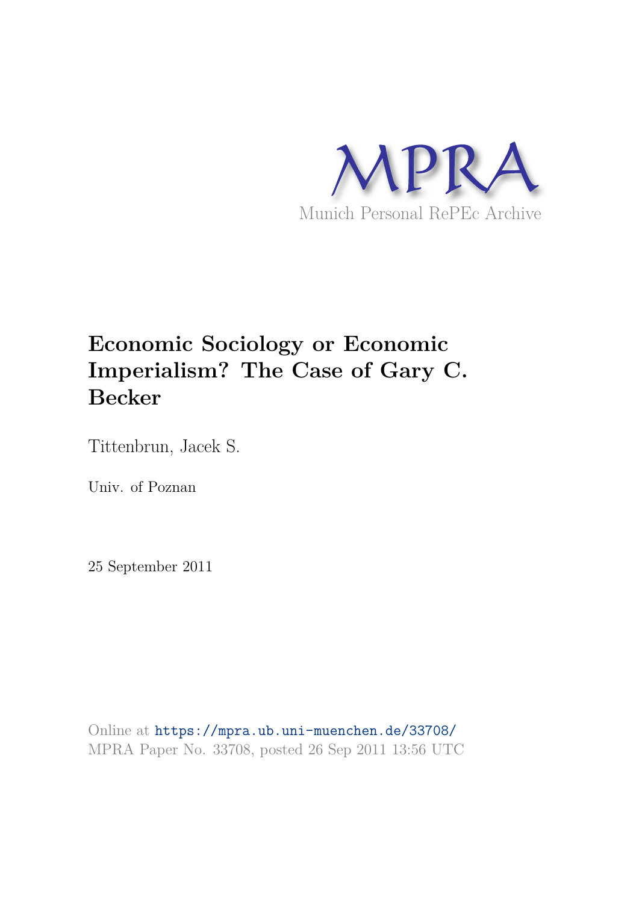MPRA

Munich Personal RePEc Archive

# Economic Sociology or Economic Imperialism? The Case of Gary C. Becker

Tittenbrun, Jacek S.

Univ. of Poznan

25 September 2011

Online at https://mpra.ub.uni-muenchen.de/33708/
MPRA Paper No. 33708, posted 26 Sep 2011 13:56 UTC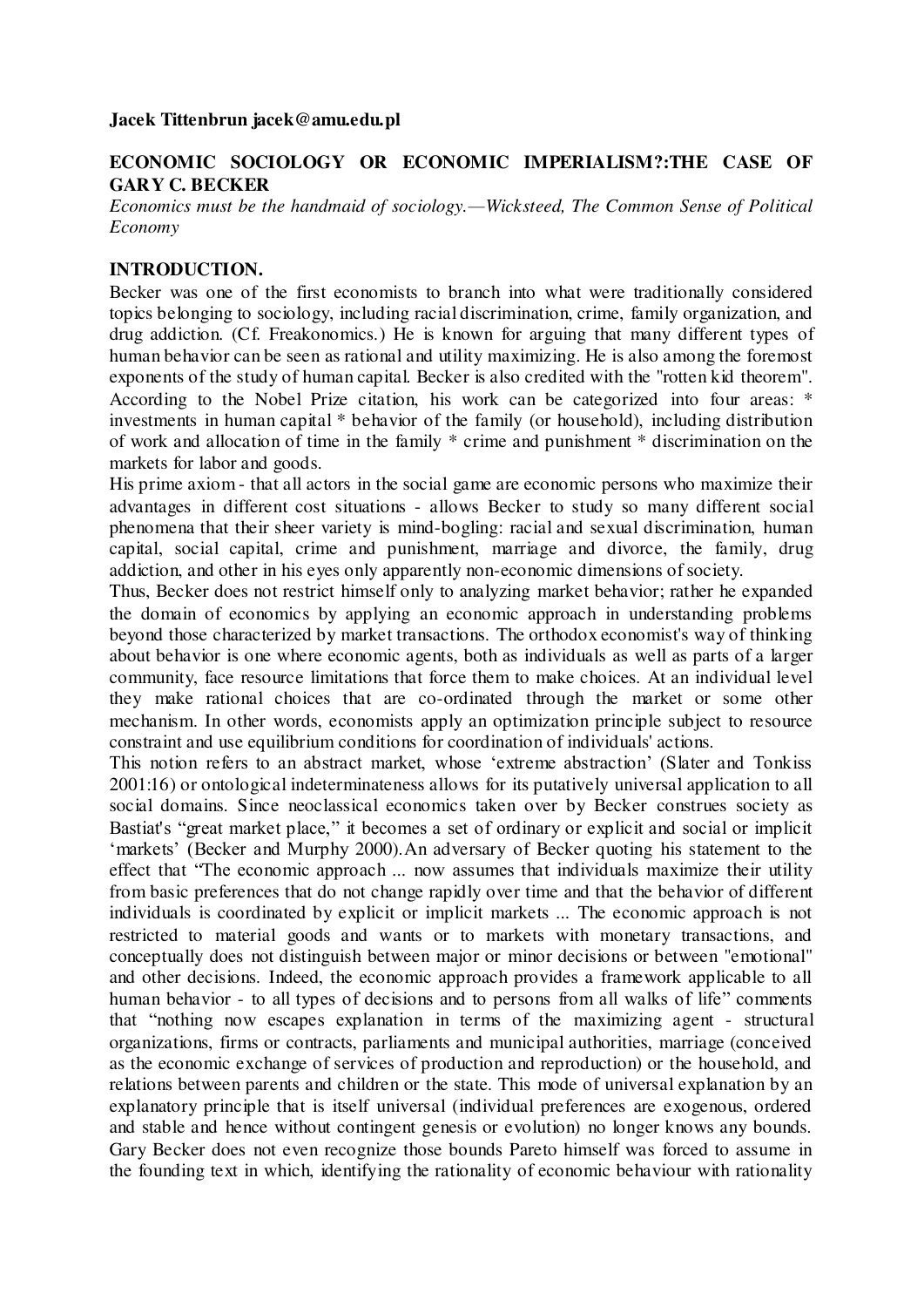**Jacek Tittenbrun jacek@amu.edu.pl**

## ECONOMIC SOCIOLOGY OR ECONOMIC IMPERIALISM?:THE CASE OF GARY C. BECKER

*Economics must be the handmaid of sociology.—Wicksteed, The Common Sense of Political Economy*

### INTRODUCTION.

Becker was one of the first economists to branch into what were traditionally considered topics belonging to sociology, including racial discrimination, crime, family organization, and drug addiction. (Cf. Freakonomics.) He is known for arguing that many different types of human behavior can be seen as rational and utility maximizing. He is also among the foremost exponents of the study of human capital. Becker is also credited with the "rotten kid theorem". According to the Nobel Prize citation, his work can be categorized into four areas: * investments in human capital * behavior of the family (or household), including distribution of work and allocation of time in the family * crime and punishment * discrimination on the markets for labor and goods.

His prime axiom - that all actors in the social game are economic persons who maximize their advantages in different cost situations - allows Becker to study so many different social phenomena that their sheer variety is mind-bogling: racial and sexual discrimination, human capital, social capital, crime and punishment, marriage and divorce, the family, drug addiction, and other in his eyes only apparently non-economic dimensions of society.

Thus, Becker does not restrict himself only to analyzing market behavior; rather he expanded the domain of economics by applying an economic approach in understanding problems beyond those characterized by market transactions. The orthodox economist's way of thinking about behavior is one where economic agents, both as individuals as well as parts of a larger community, face resource limitations that force them to make choices. At an individual level they make rational choices that are co-ordinated through the market or some other mechanism. In other words, economists apply an optimization principle subject to resource constraint and use equilibrium conditions for coordination of individuals' actions.

This notion refers to an abstract market, whose 'extreme abstraction' (Slater and Tonkiss 2001:16) or ontological indeterminateness allows for its putatively universal application to all social domains. Since neoclassical economics taken over by Becker construes society as Bastiat's "great market place," it becomes a set of ordinary or explicit and social or implicit 'markets' (Becker and Murphy 2000).An adversary of Becker quoting his statement to the effect that "The economic approach ... now assumes that individuals maximize their utility from basic preferences that do not change rapidly over time and that the behavior of different individuals is coordinated by explicit or implicit markets ... The economic approach is not restricted to material goods and wants or to markets with monetary transactions, and conceptually does not distinguish between major or minor decisions or between "emotional" and other decisions. Indeed, the economic approach provides a framework applicable to all human behavior - to all types of decisions and to persons from all walks of life" comments that "nothing now escapes explanation in terms of the maximizing agent - structural organizations, firms or contracts, parliaments and municipal authorities, marriage (conceived as the economic exchange of services of production and reproduction) or the household, and relations between parents and children or the state. This mode of universal explanation by an explanatory principle that is itself universal (individual preferences are exogenous, ordered and stable and hence without contingent genesis or evolution) no longer knows any bounds. Gary Becker does not even recognize those bounds Pareto himself was forced to assume in the founding text in which, identifying the rationality of economic behaviour with rationality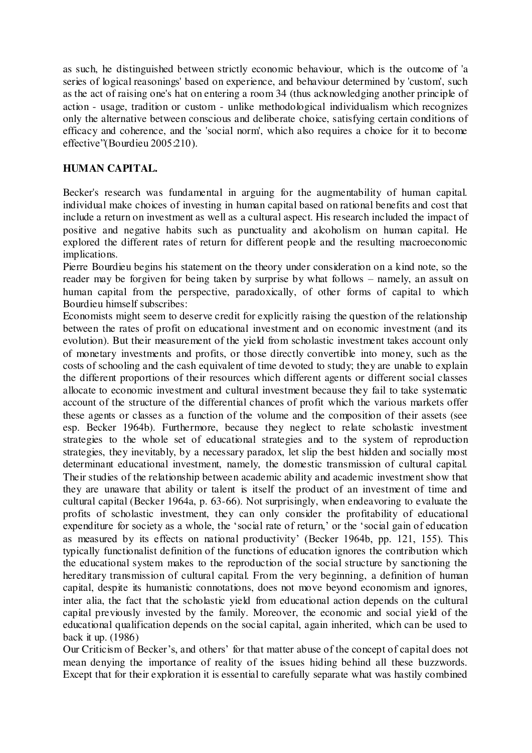as such, he distinguished between strictly economic behaviour, which is the outcome of 'a series of logical reasonings' based on experience, and behaviour determined by 'custom', such as the act of raising one's hat on entering a room 34 (thus acknowledging another principle of action - usage, tradition or custom - unlike methodological individualism which recognizes only the alternative between conscious and deliberate choice, satisfying certain conditions of efficacy and coherence, and the 'social norm', which also requires a choice for it to become effective"(Bourdieu 2005:210).

**HUMAN CAPITAL.**

Becker's research was fundamental in arguing for the augmentability of human capital. individual make choices of investing in human capital based on rational benefits and cost that include a return on investment as well as a cultural aspect. His research included the impact of positive and negative habits such as punctuality and alcoholism on human capital. He explored the different rates of return for different people and the resulting macroeconomic implications.

Pierre Bourdieu begins his statement on the theory under consideration on a kind note, so the reader may be forgiven for being taken by surprise by what follows – namely, an assult on human capital from the perspective, paradoxically, of other forms of capital to which Bourdieu himself subscribes:

Economists might seem to deserve credit for explicitly raising the question of the relationship between the rates of profit on educational investment and on economic investment (and its evolution). But their measurement of the yield from scholastic investment takes account only of monetary investments and profits, or those directly convertible into money, such as the costs of schooling and the cash equivalent of time devoted to study; they are unable to explain the different proportions of their resources which different agents or different social classes allocate to economic investment and cultural investment because they fail to take systematic account of the structure of the differential chances of profit which the various markets offer these agents or classes as a function of the volume and the composition of their assets (see esp. Becker 1964b). Furthermore, because they neglect to relate scholastic investment strategies to the whole set of educational strategies and to the system of reproduction strategies, they inevitably, by a necessary paradox, let slip the best hidden and socially most determinant educational investment, namely, the domestic transmission of cultural capital. Their studies of the relationship between academic ability and academic investment show that they are unaware that ability or talent is itself the product of an investment of time and cultural capital (Becker 1964a, p. 63-66). Not surprisingly, when endeavoring to evaluate the profits of scholastic investment, they can only consider the profitability of educational expenditure for society as a whole, the 'social rate of return,' or the 'social gain of education as measured by its effects on national productivity' (Becker 1964b, pp. 121, 155). This typically functionalist definition of the functions of education ignores the contribution which the educational system makes to the reproduction of the social structure by sanctioning the hereditary transmission of cultural capital. From the very beginning, a definition of human capital, despite its humanistic connotations, does not move beyond economism and ignores, inter alia, the fact that the scholastic yield from educational action depends on the cultural capital previously invested by the family. Moreover, the economic and social yield of the educational qualification depends on the social capital, again inherited, which can be used to back it up. (1986)

Our Criticism of Becker's, and others' for that matter abuse of the concept of capital does not mean denying the importance of reality of the issues hiding behind all these buzzwords. Except that for their exploration it is essential to carefully separate what was hastily combined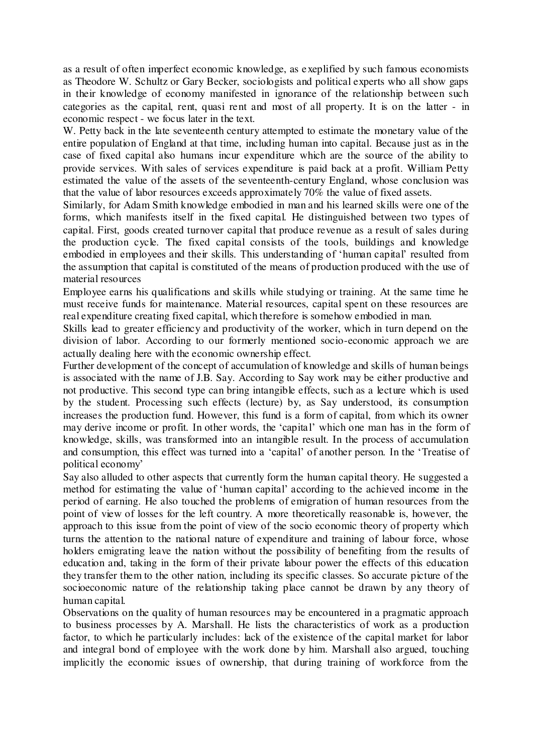as a result of often imperfect economic knowledge, as exeplified by such famous economists as Theodore W. Schultz or Gary Becker, sociologists and political experts who all show gaps in their knowledge of economy manifested in ignorance of the relationship between such categories as the capital, rent, quasi rent and most of all property. It is on the latter - in economic respect - we focus later in the text.

W. Petty back in the late seventeenth century attempted to estimate the monetary value of the entire population of England at that time, including human into capital. Because just as in the case of fixed capital also humans incur expenditure which are the source of the ability to provide services. With sales of services expenditure is paid back at a profit. William Petty estimated the value of the assets of the seventeenth-century England, whose conclusion was that the value of labor resources exceeds approximately 70% the value of fixed assets.

Similarly, for Adam Smith knowledge embodied in man and his learned skills were one of the forms, which manifests itself in the fixed capital. He distinguished between two types of capital. First, goods created turnover capital that produce revenue as a result of sales during the production cycle. The fixed capital consists of the tools, buildings and knowledge embodied in employees and their skills. This understanding of 'human capital' resulted from the assumption that capital is constituted of the means of production produced with the use of material resources

Employee earns his qualifications and skills while studying or training. At the same time he must receive funds for maintenance. Material resources, capital spent on these resources are real expenditure creating fixed capital, which therefore is somehow embodied in man.

Skills lead to greater efficiency and productivity of the worker, which in turn depend on the division of labor. According to our formerly mentioned socio-economic approach we are actually dealing here with the economic ownership effect.

Further development of the concept of accumulation of knowledge and skills of human beings is associated with the name of J.B. Say. According to Say work may be either productive and not productive. This second type can bring intangible effects, such as a lecture which is used by the student. Processing such effects (lecture) by, as Say understood, its consumption increases the production fund. However, this fund is a form of capital, from which its owner may derive income or profit. In other words, the 'capital' which one man has in the form of knowledge, skills, was transformed into an intangible result. In the process of accumulation and consumption, this effect was turned into a 'capital' of another person. In the 'Treatise of political economy'

Say also alluded to other aspects that currently form the human capital theory. He suggested a method for estimating the value of 'human capital' according to the achieved income in the period of earning. He also touched the problems of emigration of human resources from the point of view of losses for the left country. A more theoretically reasonable is, however, the approach to this issue from the point of view of the socio economic theory of property which turns the attention to the national nature of expenditure and training of labour force, whose holders emigrating leave the nation without the possibility of benefiting from the results of education and, taking in the form of their private labour power the effects of this education they transfer them to the other nation, including its specific classes. So accurate picture of the socioeconomic nature of the relationship taking place cannot be drawn by any theory of human capital.

Observations on the quality of human resources may be encountered in a pragmatic approach to business processes by A. Marshall. He lists the characteristics of work as a production factor, to which he particularly includes: lack of the existence of the capital market for labor and integral bond of employee with the work done by him. Marshall also argued, touching implicitly the economic issues of ownership, that during training of workforce from the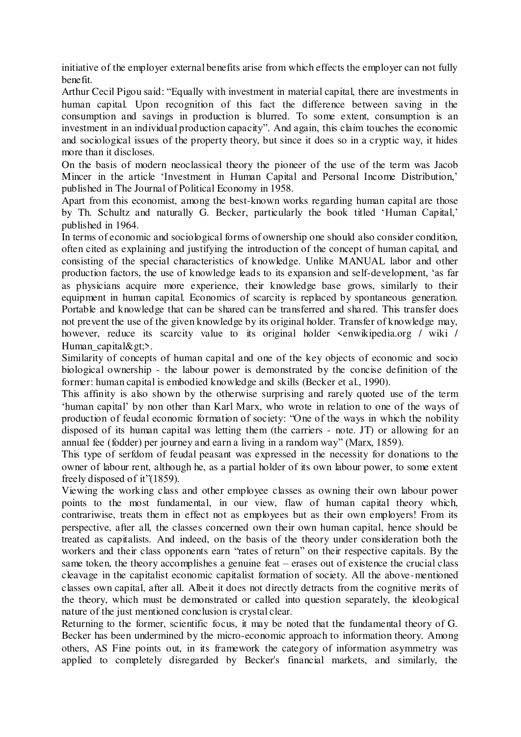initiative of the employer external benefits arise from which effects the employer can not fully benefit.

Arthur Cecil Pigou said: "Equally with investment in material capital, there are investments in human capital. Upon recognition of this fact the difference between saving in the consumption and savings in production is blurred. To some extent, consumption is an investment in an individual production capacity". And again, this claim touches the economic and sociological issues of the property theory, but since it does so in a cryptic way, it hides more than it discloses.

On the basis of modern neoclassical theory the pioneer of the use of the term was Jacob Mincer in the article 'Investment in Human Capital and Personal Income Distribution,' published in The Journal of Political Economy in 1958.

Apart from this economist, among the best-known works regarding human capital are those by Th. Schultz and naturally G. Becker, particularly the book titled 'Human Capital,' published in 1964.

In terms of economic and sociological forms of ownership one should also consider condition, often cited as explaining and justifying the introduction of the concept of human capital, and consisting of the special characteristics of knowledge. Unlike MANUAL labor and other production factors, the use of knowledge leads to its expansion and self-development, 'as far as physicians acquire more experience, their knowledge base grows, similarly to their equipment in human capital. Economics of scarcity is replaced by spontaneous generation. Portable and knowledge that can be shared can be transferred and shared. This transfer does not prevent the use of the given knowledge by its original holder. Transfer of knowledge may, however, reduce its scarcity value to its original holder <enwikipedia.org / wiki / Human_capital&gt;>.

Similarity of concepts of human capital and one of the key objects of economic and socio biological ownership - the labour power is demonstrated by the concise definition of the former: human capital is embodied knowledge and skills (Becker et al., 1990).

This affinity is also shown by the otherwise surprising and rarely quoted use of the term 'human capital' by non other than Karl Marx, who wrote in relation to one of the ways of production of feudal economic formation of society: "One of the ways in which the nobility disposed of its human capital was letting them (the carriers - note. JT) or allowing for an annual fee (fodder) per journey and earn a living in a random way" (Marx, 1859).

This type of serfdom of feudal peasant was expressed in the necessity for donations to the owner of labour rent, although he, as a partial holder of its own labour power, to some extent freely disposed of it"(1859).

Viewing the working class and other employee classes as owning their own labour power points to the most fundamental, in our view, flaw of human capital theory which, contrariwise, treats them in effect not as employees but as their own employers! From its perspective, after all, the classes concerned own their own human capital, hence should be treated as capitalists. And indeed, on the basis of the theory under consideration both the workers and their class opponents earn "rates of return" on their respective capitals. By the same token, the theory accomplishes a genuine feat – erases out of existence the crucial class cleavage in the capitalist economic capitalist formation of society. All the above-mentioned classes own capital, after all. Albeit it does not directly detracts from the cognitive merits of the theory, which must be demonstrated or called into question separately, the ideological nature of the just mentioned conclusion is crystal clear.

Returning to the former, scientific focus, it may be noted that the fundamental theory of G. Becker has been undermined by the micro-economic approach to information theory. Among others, AS Fine points out, in its framework the category of information asymmetry was applied to completely disregarded by Becker's financial markets, and similarly, the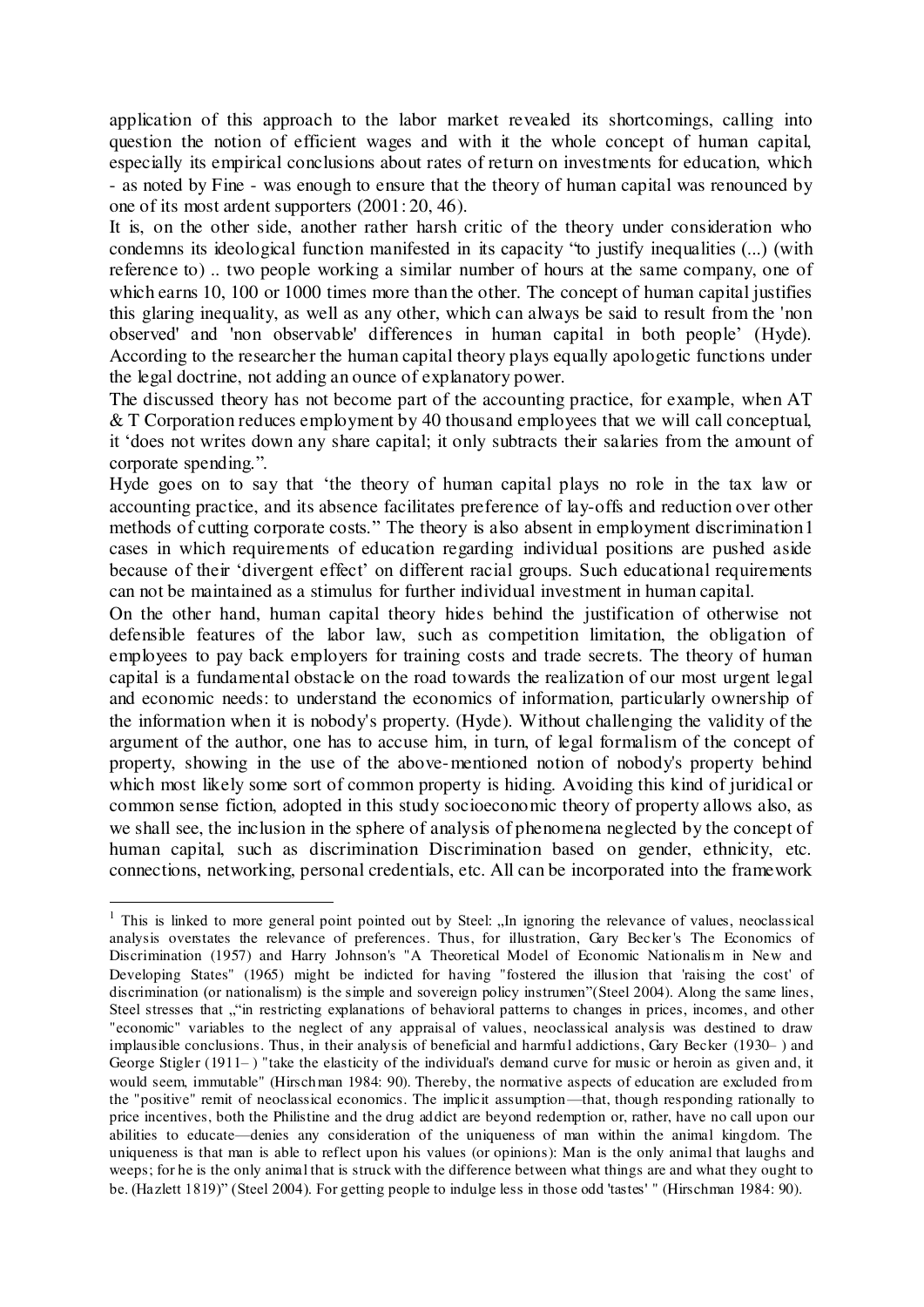application of this approach to the labor market revealed its shortcomings, calling into question the notion of efficient wages and with it the whole concept of human capital, especially its empirical conclusions about rates of return on investments for education, which - as noted by Fine - was enough to ensure that the theory of human capital was renounced by one of its most ardent supporters (2001: 20, 46).

It is, on the other side, another rather harsh critic of the theory under consideration who condemns its ideological function manifested in its capacity "to justify inequalities (...) (with reference to) .. two people working a similar number of hours at the same company, one of which earns 10, 100 or 1000 times more than the other. The concept of human capital justifies this glaring inequality, as well as any other, which can always be said to result from the 'non observed' and 'non observable' differences in human capital in both people' (Hyde). According to the researcher the human capital theory plays equally apologetic functions under the legal doctrine, not adding an ounce of explanatory power.

The discussed theory has not become part of the accounting practice, for example, when AT & T Corporation reduces employment by 40 thousand employees that we will call conceptual, it 'does not writes down any share capital; it only subtracts their salaries from the amount of corporate spending.".

Hyde goes on to say that 'the theory of human capital plays no role in the tax law or accounting practice, and its absence facilitates preference of lay-offs and reduction over other methods of cutting corporate costs." The theory is also absent in employment discrimination[1] cases in which requirements of education regarding individual positions are pushed aside because of their 'divergent effect' on different racial groups. Such educational requirements can not be maintained as a stimulus for further individual investment in human capital.

On the other hand, human capital theory hides behind the justification of otherwise not defensible features of the labor law, such as competition limitation, the obligation of employees to pay back employers for training costs and trade secrets. The theory of human capital is a fundamental obstacle on the road towards the realization of our most urgent legal and economic needs: to understand the economics of information, particularly ownership of the information when it is nobody's property. (Hyde). Without challenging the validity of the argument of the author, one has to accuse him, in turn, of legal formalism of the concept of property, showing in the use of the above-mentioned notion of nobody's property behind which most likely some sort of common property is hiding. Avoiding this kind of juridical or common sense fiction, adopted in this study socioeconomic theory of property allows also, as we shall see, the inclusion in the sphere of analysis of phenomena neglected by the concept of human capital, such as discrimination Discrimination based on gender, ethnicity, etc. connections, networking, personal credentials, etc. All can be incorporated into the framework

---

[1] This is linked to more general point pointed out by Steel: „In ignoring the relevance of values, neoclassical analysis overstates the relevance of preferences. Thus, for illustration, Gary Becker's The Economics of Discrimination (1957) and Harry Johnson's "A Theoretical Model of Economic Nationalism in New and Developing States" (1965) might be indicted for having "fostered the illusion that 'raising the cost' of discrimination (or nationalism) is the simple and sovereign policy instrumen"(Steel 2004). Along the same lines, Steel stresses that „"in restricting explanations of behavioral patterns to changes in prices, incomes, and other "economic" variables to the neglect of any appraisal of values, neoclassical analysis was destined to draw implausible conclusions. Thus, in their analysis of beneficial and harmful addictions, Gary Becker (1930– ) and George Stigler (1911– ) "take the elasticity of the individual's demand curve for music or heroin as given and, it would seem, immutable" (Hirschman 1984: 90). Thereby, the normative aspects of education are excluded from the "positive" remit of neoclassical economics. The implicit assumption—that, though responding rationally to price incentives, both the Philistine and the drug addict are beyond redemption or, rather, have no call upon our abilities to educate—denies any consideration of the uniqueness of man within the animal kingdom. The uniqueness is that man is able to reflect upon his values (or opinions): Man is the only animal that laughs and weeps; for he is the only animal that is struck with the difference between what things are and what they ought to be. (Hazlett 1819)" (Steel 2004). For getting people to indulge less in those odd 'tastes' " (Hirschman 1984: 90).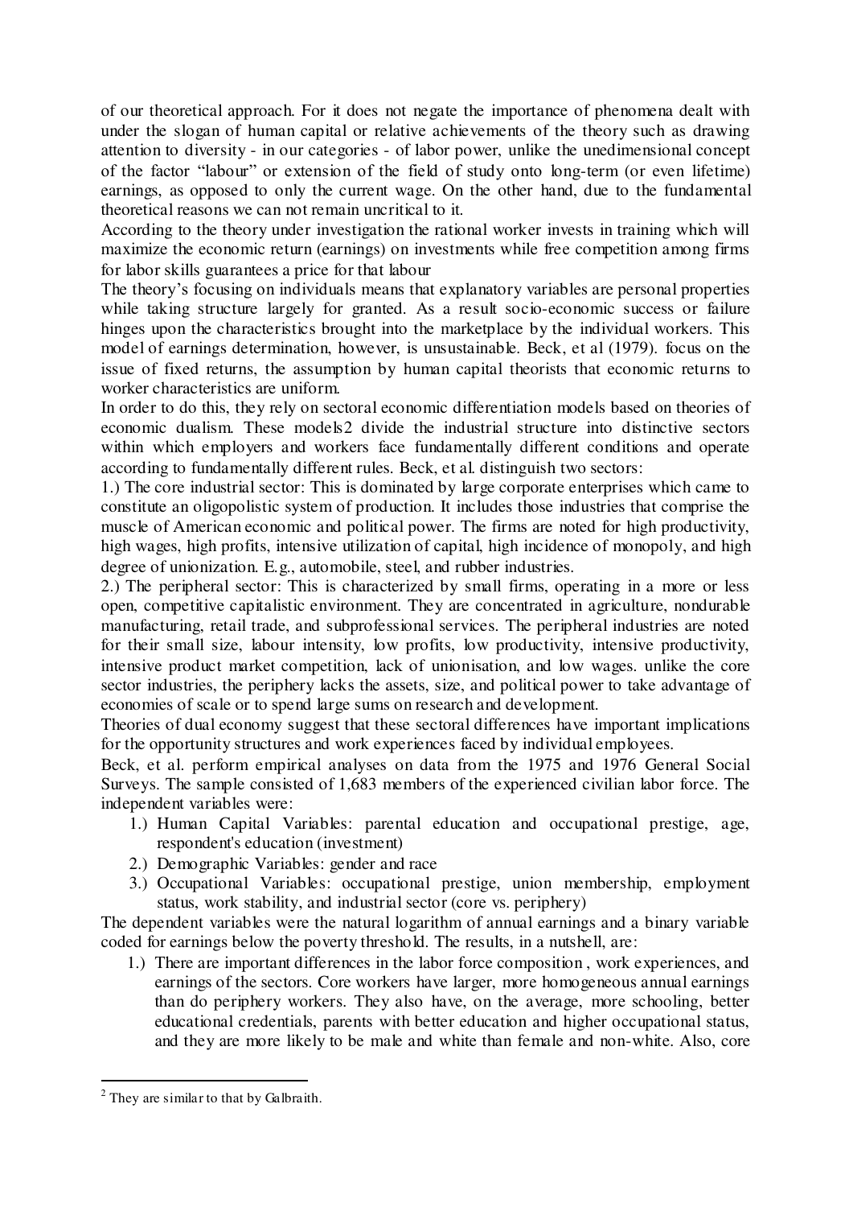of our theoretical approach. For it does not negate the importance of phenomena dealt with under the slogan of human capital or relative achievements of the theory such as drawing attention to diversity - in our categories - of labor power, unlike the unedimensional concept of the factor "labour" or extension of the field of study onto long-term (or even lifetime) earnings, as opposed to only the current wage. On the other hand, due to the fundamental theoretical reasons we can not remain uncritical to it.

According to the theory under investigation the rational worker invests in training which will maximize the economic return (earnings) on investments while free competition among firms for labor skills guarantees a price for that labour

The theory's focusing on individuals means that explanatory variables are personal properties while taking structure largely for granted. As a result socio-economic success or failure hinges upon the characteristics brought into the marketplace by the individual workers. This model of earnings determination, however, is unsustainable. Beck, et al (1979). focus on the issue of fixed returns, the assumption by human capital theorists that economic returns to worker characteristics are uniform.

In order to do this, they rely on sectoral economic differentiation models based on theories of economic dualism. These models[2] divide the industrial structure into distinctive sectors within which employers and workers face fundamentally different conditions and operate according to fundamentally different rules. Beck, et al. distinguish two sectors:

1.) The core industrial sector: This is dominated by large corporate enterprises which came to constitute an oligopolistic system of production. It includes those industries that comprise the muscle of American economic and political power. The firms are noted for high productivity, high wages, high profits, intensive utilization of capital, high incidence of monopoly, and high degree of unionization. E.g., automobile, steel, and rubber industries.

2.) The peripheral sector: This is characterized by small firms, operating in a more or less open, competitive capitalistic environment. They are concentrated in agriculture, nondurable manufacturing, retail trade, and subprofessional services. The peripheral industries are noted for their small size, labour intensity, low profits, low productivity, intensive productivity, intensive product market competition, lack of unionisation, and low wages. unlike the core sector industries, the periphery lacks the assets, size, and political power to take advantage of economies of scale or to spend large sums on research and development.

Theories of dual economy suggest that these sectoral differences have important implications for the opportunity structures and work experiences faced by individual employees.

Beck, et al. perform empirical analyses on data from the 1975 and 1976 General Social Surveys. The sample consisted of 1,683 members of the experienced civilian labor force. The independent variables were:

1.) Human Capital Variables: parental education and occupational prestige, age, respondent's education (investment)
2.) Demographic Variables: gender and race
3.) Occupational Variables: occupational prestige, union membership, employment status, work stability, and industrial sector (core vs. periphery)

The dependent variables were the natural logarithm of annual earnings and a binary variable coded for earnings below the poverty threshold. The results, in a nutshell, are:

1.) There are important differences in the labor force composition , work experiences, and earnings of the sectors. Core workers have larger, more homogeneous annual earnings than do periphery workers. They also have, on the average, more schooling, better educational credentials, parents with better education and higher occupational status, and they are more likely to be male and white than female and non-white. Also, core

[2] They are similar to that by Galbraith.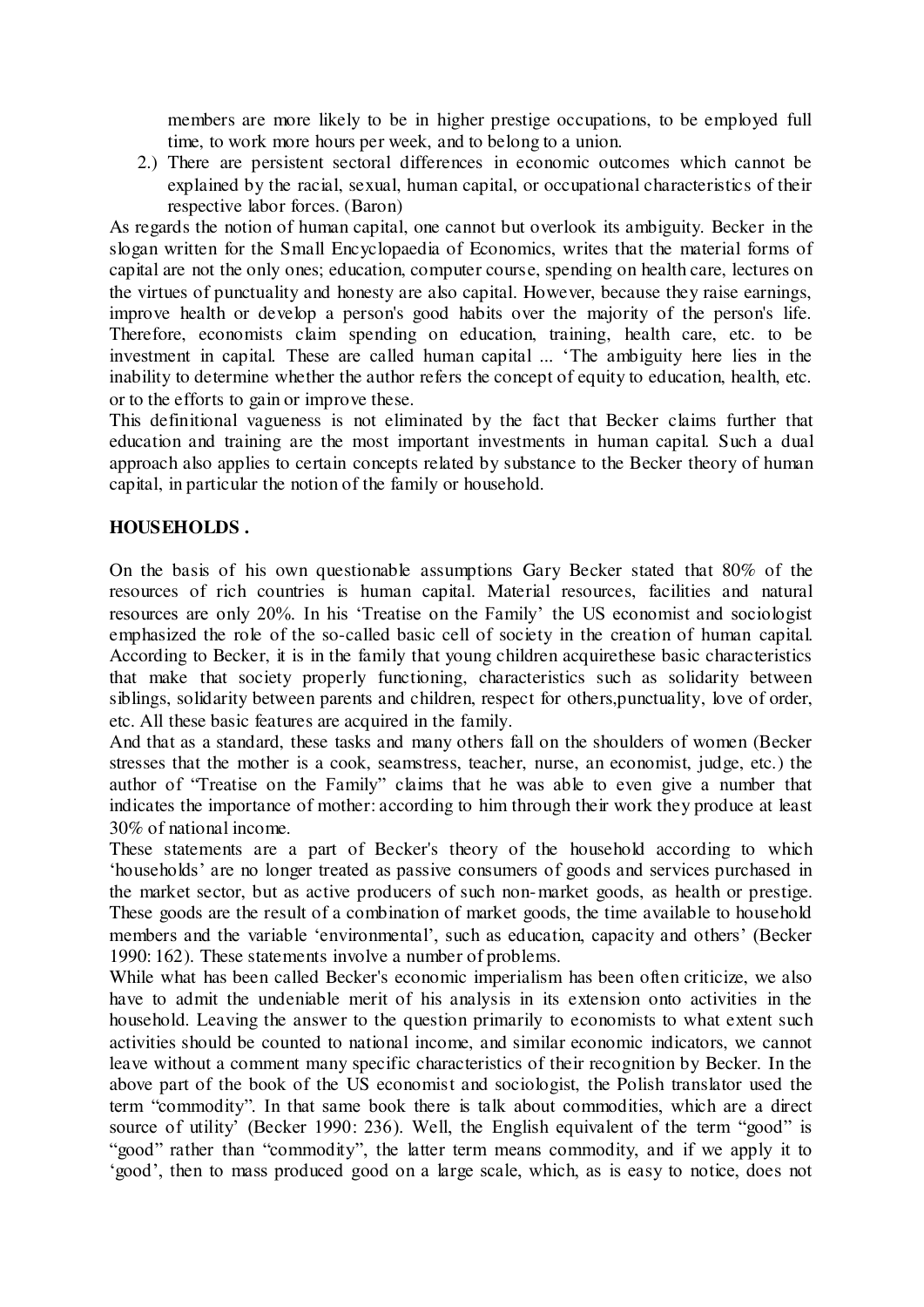members are more likely to be in higher prestige occupations, to be employed full time, to work more hours per week, and to belong to a union.

2.) There are persistent sectoral differences in economic outcomes which cannot be explained by the racial, sexual, human capital, or occupational characteristics of their respective labor forces. (Baron)

As regards the notion of human capital, one cannot but overlook its ambiguity. Becker in the slogan written for the Small Encyclopaedia of Economics, writes that the material forms of capital are not the only ones; education, computer course, spending on health care, lectures on the virtues of punctuality and honesty are also capital. However, because they raise earnings, improve health or develop a person's good habits over the majority of the person's life. Therefore, economists claim spending on education, training, health care, etc. to be investment in capital. These are called human capital ... 'The ambiguity here lies in the inability to determine whether the author refers the concept of equity to education, health, etc. or to the efforts to gain or improve these.

This definitional vagueness is not eliminated by the fact that Becker claims further that education and training are the most important investments in human capital. Such a dual approach also applies to certain concepts related by substance to the Becker theory of human capital, in particular the notion of the family or household.

## HOUSEHOLDS .

On the basis of his own questionable assumptions Gary Becker stated that 80% of the resources of rich countries is human capital. Material resources, facilities and natural resources are only 20%. In his 'Treatise on the Family' the US economist and sociologist emphasized the role of the so-called basic cell of society in the creation of human capital. According to Becker, it is in the family that young children acquirethese basic characteristics that make that society properly functioning, characteristics such as solidarity between siblings, solidarity between parents and children, respect for others,punctuality, love of order, etc. All these basic features are acquired in the family.

And that as a standard, these tasks and many others fall on the shoulders of women (Becker stresses that the mother is a cook, seamstress, teacher, nurse, an economist, judge, etc.) the author of "Treatise on the Family" claims that he was able to even give a number that indicates the importance of mother: according to him through their work they produce at least 30% of national income.

These statements are a part of Becker's theory of the household according to which 'households' are no longer treated as passive consumers of goods and services purchased in the market sector, but as active producers of such non-market goods, as health or prestige. These goods are the result of a combination of market goods, the time available to household members and the variable 'environmental', such as education, capacity and others' (Becker 1990: 162). These statements involve a number of problems.

While what has been called Becker's economic imperialism has been often criticize, we also have to admit the undeniable merit of his analysis in its extension onto activities in the household. Leaving the answer to the question primarily to economists to what extent such activities should be counted to national income, and similar economic indicators, we cannot leave without a comment many specific characteristics of their recognition by Becker. In the above part of the book of the US economist and sociologist, the Polish translator used the term "commodity". In that same book there is talk about commodities, which are a direct source of utility' (Becker 1990: 236). Well, the English equivalent of the term "good" is "good" rather than "commodity", the latter term means commodity, and if we apply it to 'good', then to mass produced good on a large scale, which, as is easy to notice, does not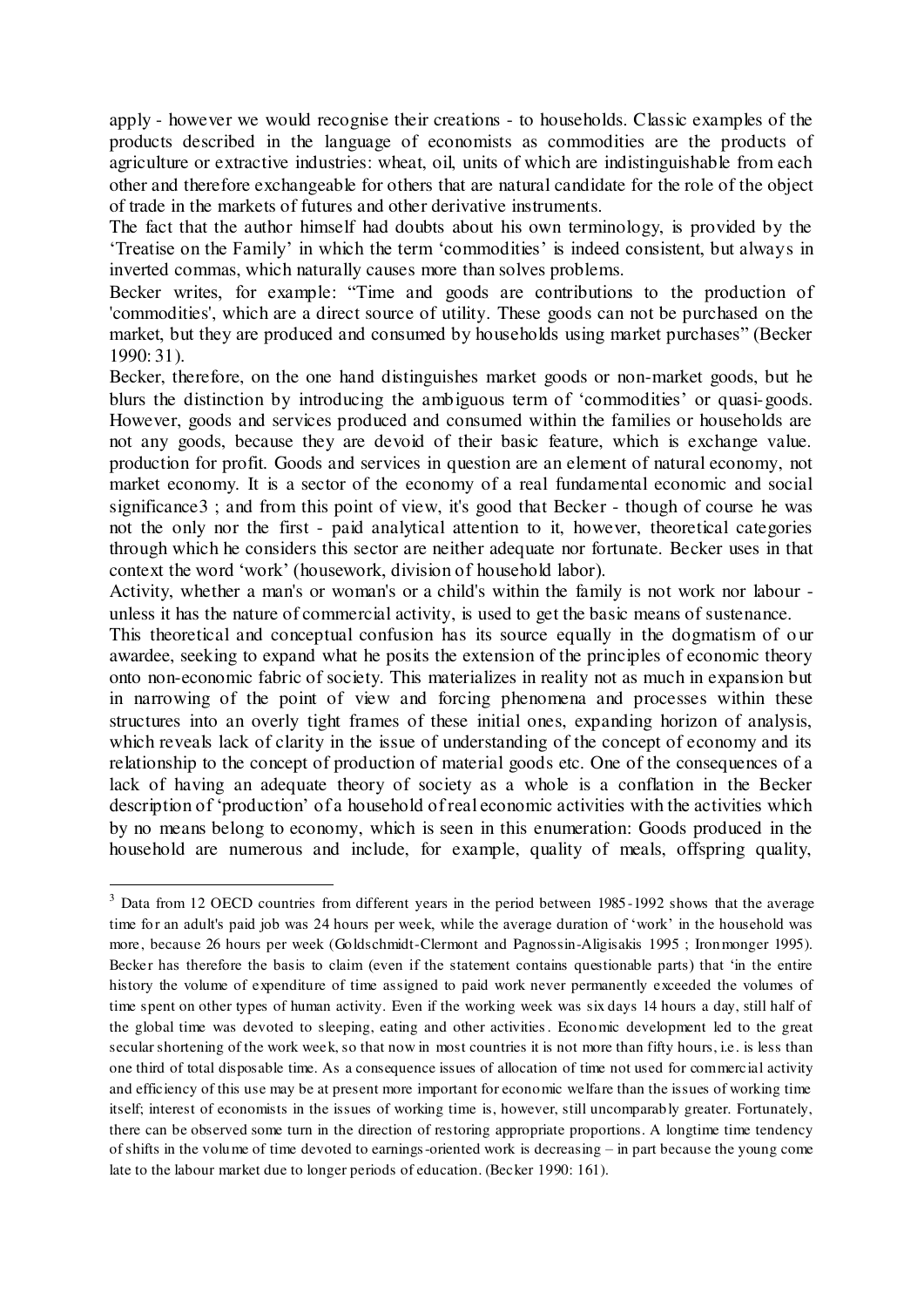apply - however we would recognise their creations - to households. Classic examples of the products described in the language of economists as commodities are the products of agriculture or extractive industries: wheat, oil, units of which are indistinguishable from each other and therefore exchangeable for others that are natural candidate for the role of the object of trade in the markets of futures and other derivative instruments.

The fact that the author himself had doubts about his own terminology, is provided by the 'Treatise on the Family' in which the term 'commodities' is indeed consistent, but always in inverted commas, which naturally causes more than solves problems.

Becker writes, for example: "Time and goods are contributions to the production of 'commodities', which are a direct source of utility. These goods can not be purchased on the market, but they are produced and consumed by households using market purchases" (Becker 1990: 31).

Becker, therefore, on the one hand distinguishes market goods or non-market goods, but he blurs the distinction by introducing the ambiguous term of 'commodities' or quasi-goods. However, goods and services produced and consumed within the families or households are not any goods, because they are devoid of their basic feature, which is exchange value. production for profit. Goods and services in question are an element of natural economy, not market economy. It is a sector of the economy of a real fundamental economic and social significance[3] ; and from this point of view, it's good that Becker - though of course he was not the only nor the first - paid analytical attention to it, however, theoretical categories through which he considers this sector are neither adequate nor fortunate. Becker uses in that context the word 'work' (housework, division of household labor).

Activity, whether a man's or woman's or a child's within the family is not work nor labour - unless it has the nature of commercial activity, is used to get the basic means of sustenance.

This theoretical and conceptual confusion has its source equally in the dogmatism of our awardee, seeking to expand what he posits the extension of the principles of economic theory onto non-economic fabric of society. This materializes in reality not as much in expansion but in narrowing of the point of view and forcing phenomena and processes within these structures into an overly tight frames of these initial ones, expanding horizon of analysis, which reveals lack of clarity in the issue of understanding of the concept of economy and its relationship to the concept of production of material goods etc. One of the consequences of a lack of having an adequate theory of society as a whole is a conflation in the Becker description of 'production' of a household of real economic activities with the activities which by no means belong to economy, which is seen in this enumeration: Goods produced in the household are numerous and include, for example, quality of meals, offspring quality,

---

[3] Data from 12 OECD countries from different years in the period between 1985-1992 shows that the average time for an adult's paid job was 24 hours per week, while the average duration of 'work' in the household was more, because 26 hours per week (Goldschmidt-Clermont and Pagnossin-Aligisakis 1995 ; Ironmonger 1995). Becker has therefore the basis to claim (even if the statement contains questionable parts) that 'in the entire history the volume of expenditure of time assigned to paid work never permanently exceeded the volumes of time spent on other types of human activity. Even if the working week was six days 14 hours a day, still half of the global time was devoted to sleeping, eating and other activities. Economic development led to the great secular shortening of the work week, so that now in most countries it is not more than fifty hours, i.e. is less than one third of total disposable time. As a consequence issues of allocation of time not used for commercial activity and efficiency of this use may be at present more important for economic welfare than the issues of working time itself; interest of economists in the issues of working time is, however, still uncomparably greater. Fortunately, there can be observed some turn in the direction of restoring appropriate proportions. A longtime time tendency of shifts in the volume of time devoted to earnings-oriented work is decreasing – in part because the young come late to the labour market due to longer periods of education. (Becker 1990: 161).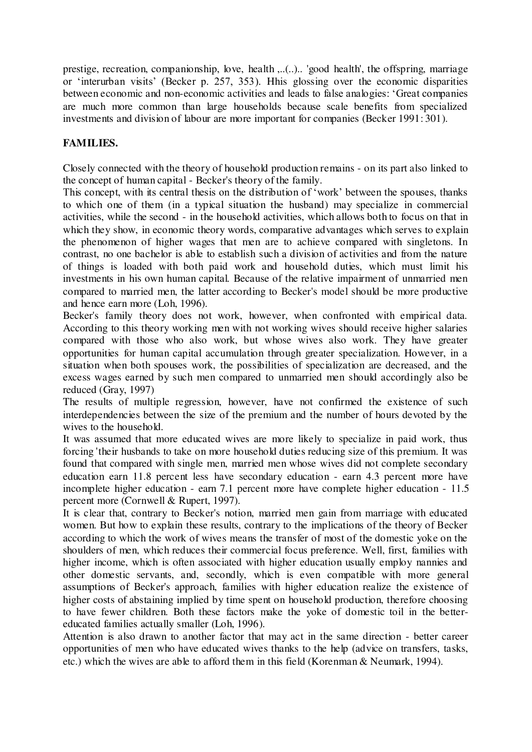prestige, recreation, companionship, love, health ,..(..).. 'good health', the offspring, marriage or 'interurban visits' (Becker p. 257, 353). Hhis glossing over the economic disparities between economic and non-economic activities and leads to false analogies: 'Great companies are much more common than large households because scale benefits from specialized investments and division of labour are more important for companies (Becker 1991: 301).

**FAMILIES.**

Closely connected with the theory of household production remains - on its part also linked to the concept of human capital - Becker's theory of the family.

This concept, with its central thesis on the distribution of 'work' between the spouses, thanks to which one of them (in a typical situation the husband) may specialize in commercial activities, while the second - in the household activities, which allows both to focus on that in which they show, in economic theory words, comparative advantages which serves to explain the phenomenon of higher wages that men are to achieve compared with singletons. In contrast, no one bachelor is able to establish such a division of activities and from the nature of things is loaded with both paid work and household duties, which must limit his investments in his own human capital. Because of the relative impairment of unmarried men compared to married men, the latter according to Becker's model should be more productive and hence earn more (Loh, 1996).

Becker's family theory does not work, however, when confronted with empirical data. According to this theory working men with not working wives should receive higher salaries compared with those who also work, but whose wives also work. They have greater opportunities for human capital accumulation through greater specialization. However, in a situation when both spouses work, the possibilities of specialization are decreased, and the excess wages earned by such men compared to unmarried men should accordingly also be reduced (Gray, 1997)

The results of multiple regression, however, have not confirmed the existence of such interdependencies between the size of the premium and the number of hours devoted by the wives to the household.

It was assumed that more educated wives are more likely to specialize in paid work, thus forcing 'their husbands to take on more household duties reducing size of this premium. It was found that compared with single men, married men whose wives did not complete secondary education earn 11.8 percent less have secondary education - earn 4.3 percent more have incomplete higher education - earn 7.1 percent more have complete higher education - 11.5 percent more (Cornwell & Rupert, 1997).

It is clear that, contrary to Becker's notion, married men gain from marriage with educated women. But how to explain these results, contrary to the implications of the theory of Becker according to which the work of wives means the transfer of most of the domestic yoke on the shoulders of men, which reduces their commercial focus preference. Well, first, families with higher income, which is often associated with higher education usually employ nannies and other domestic servants, and, secondly, which is even compatible with more general assumptions of Becker's approach, families with higher education realize the existence of higher costs of abstaining implied by time spent on household production, therefore choosing to have fewer children. Both these factors make the yoke of domestic toil in the better-educated families actually smaller (Loh, 1996).

Attention is also drawn to another factor that may act in the same direction - better career opportunities of men who have educated wives thanks to the help (advice on transfers, tasks, etc.) which the wives are able to afford them in this field (Korenman & Neumark, 1994).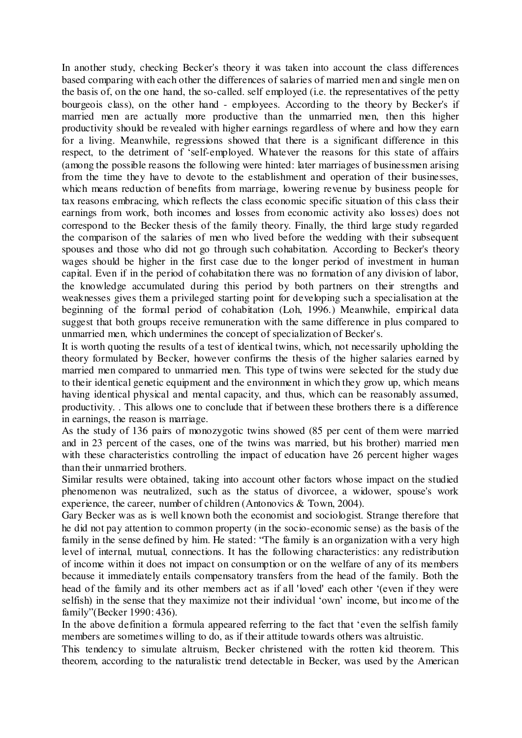In another study, checking Becker's theory it was taken into account the class differences based comparing with each other the differences of salaries of married men and single men on the basis of, on the one hand, the so-called. self employed (i.e. the representatives of the petty bourgeois class), on the other hand - employees. According to the theory by Becker's if married men are actually more productive than the unmarried men, then this higher productivity should be revealed with higher earnings regardless of where and how they earn for a living. Meanwhile, regressions showed that there is a significant difference in this respect, to the detriment of 'self-employed. Whatever the reasons for this state of affairs (among the possible reasons the following were hinted: later marriages of businessmen arising from the time they have to devote to the establishment and operation of their businesses, which means reduction of benefits from marriage, lowering revenue by business people for tax reasons embracing, which reflects the class economic specific situation of this class their earnings from work, both incomes and losses from economic activity also losses) does not correspond to the Becker thesis of the family theory. Finally, the third large study regarded the comparison of the salaries of men who lived before the wedding with their subsequent spouses and those who did not go through such cohabitation. According to Becker's theory wages should be higher in the first case due to the longer period of investment in human capital. Even if in the period of cohabitation there was no formation of any division of labor, the knowledge accumulated during this period by both partners on their strengths and weaknesses gives them a privileged starting point for developing such a specialisation at the beginning of the formal period of cohabitation (Loh, 1996.) Meanwhile, empirical data suggest that both groups receive remuneration with the same difference in plus compared to unmarried men, which undermines the concept of specialization of Becker's.

It is worth quoting the results of a test of identical twins, which, not necessarily upholding the theory formulated by Becker, however confirms the thesis of the higher salaries earned by married men compared to unmarried men. This type of twins were selected for the study due to their identical genetic equipment and the environment in which they grow up, which means having identical physical and mental capacity, and thus, which can be reasonably assumed, productivity. . This allows one to conclude that if between these brothers there is a difference in earnings, the reason is marriage.

As the study of 136 pairs of monozygotic twins showed (85 per cent of them were married and in 23 percent of the cases, one of the twins was married, but his brother) married men with these characteristics controlling the impact of education have 26 percent higher wages than their unmarried brothers.

Similar results were obtained, taking into account other factors whose impact on the studied phenomenon was neutralized, such as the status of divorcee, a widower, spouse's work experience, the career, number of children (Antonovics & Town, 2004).

Gary Becker was as is well known both the economist and sociologist. Strange therefore that he did not pay attention to common property (in the socio-economic sense) as the basis of the family in the sense defined by him. He stated: "The family is an organization with a very high level of internal, mutual, connections. It has the following characteristics: any redistribution of income within it does not impact on consumption or on the welfare of any of its members because it immediately entails compensatory transfers from the head of the family. Both the head of the family and its other members act as if all 'loved' each other '(even if they were selfish) in the sense that they maximize not their individual 'own' income, but income of the family"(Becker 1990: 436).

In the above definition a formula appeared referring to the fact that 'even the selfish family members are sometimes willing to do, as if their attitude towards others was altruistic.

This tendency to simulate altruism, Becker christened with the rotten kid theorem. This theorem, according to the naturalistic trend detectable in Becker, was used by the American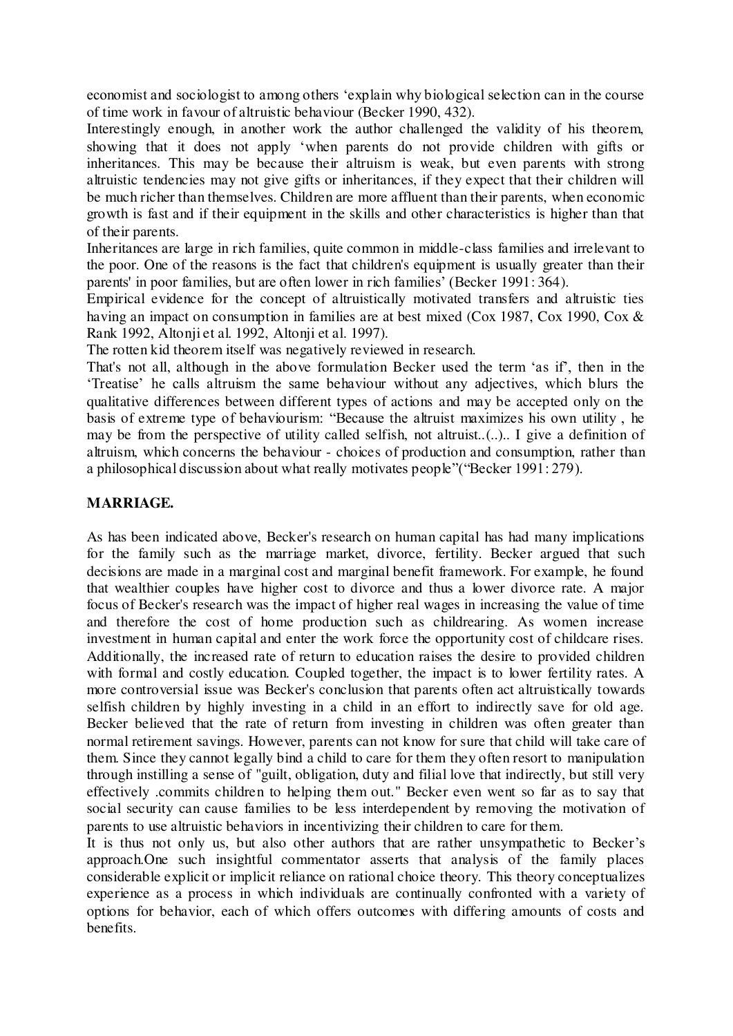economist and sociologist to among others 'explain why biological selection can in the course of time work in favour of altruistic behaviour (Becker 1990, 432).

Interestingly enough, in another work the author challenged the validity of his theorem, showing that it does not apply 'when parents do not provide children with gifts or inheritances. This may be because their altruism is weak, but even parents with strong altruistic tendencies may not give gifts or inheritances, if they expect that their children will be much richer than themselves. Children are more affluent than their parents, when economic growth is fast and if their equipment in the skills and other characteristics is higher than that of their parents.

Inheritances are large in rich families, quite common in middle-class families and irrelevant to the poor. One of the reasons is the fact that children's equipment is usually greater than their parents' in poor families, but are often lower in rich families' (Becker 1991: 364).

Empirical evidence for the concept of altruistically motivated transfers and altruistic ties having an impact on consumption in families are at best mixed (Cox 1987, Cox 1990, Cox & Rank 1992, Altonji et al. 1992, Altonji et al. 1997).

The rotten kid theorem itself was negatively reviewed in research.

That's not all, although in the above formulation Becker used the term 'as if', then in the 'Treatise' he calls altruism the same behaviour without any adjectives, which blurs the qualitative differences between different types of actions and may be accepted only on the basis of extreme type of behaviourism: "Because the altruist maximizes his own utility , he may be from the perspective of utility called selfish, not altruist..(..).. I give a definition of altruism, which concerns the behaviour - choices of production and consumption, rather than a philosophical discussion about what really motivates people"("Becker 1991: 279).

## MARRIAGE.

As has been indicated above, Becker's research on human capital has had many implications for the family such as the marriage market, divorce, fertility. Becker argued that such decisions are made in a marginal cost and marginal benefit framework. For example, he found that wealthier couples have higher cost to divorce and thus a lower divorce rate. A major focus of Becker's research was the impact of higher real wages in increasing the value of time and therefore the cost of home production such as childrearing. As women increase investment in human capital and enter the work force the opportunity cost of childcare rises. Additionally, the increased rate of return to education raises the desire to provided children with formal and costly education. Coupled together, the impact is to lower fertility rates. A more controversial issue was Becker's conclusion that parents often act altruistically towards selfish children by highly investing in a child in an effort to indirectly save for old age. Becker believed that the rate of return from investing in children was often greater than normal retirement savings. However, parents can not know for sure that child will take care of them. Since they cannot legally bind a child to care for them they often resort to manipulation through instilling a sense of "guilt, obligation, duty and filial love that indirectly, but still very effectively .commits children to helping them out." Becker even went so far as to say that social security can cause families to be less interdependent by removing the motivation of parents to use altruistic behaviors in incentivizing their children to care for them.

It is thus not only us, but also other authors that are rather unsympathetic to Becker's approach.One such insightful commentator asserts that analysis of the family places considerable explicit or implicit reliance on rational choice theory. This theory conceptualizes experience as a process in which individuals are continually confronted with a variety of options for behavior, each of which offers outcomes with differing amounts of costs and benefits.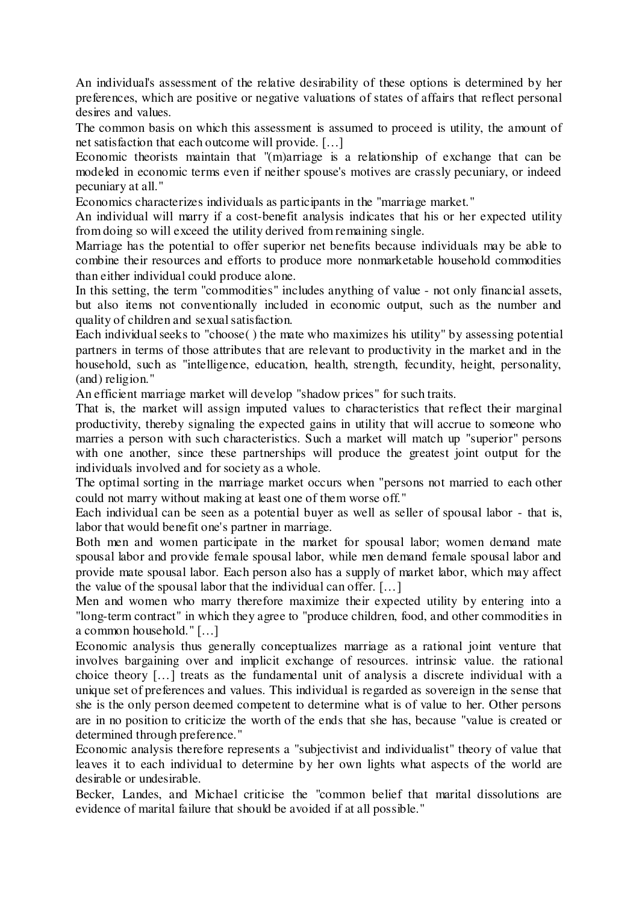An individual's assessment of the relative desirability of these options is determined by her preferences, which are positive or negative valuations of states of affairs that reflect personal desires and values.

The common basis on which this assessment is assumed to proceed is utility, the amount of net satisfaction that each outcome will provide. […]

Economic theorists maintain that "(m)arriage is a relationship of exchange that can be modeled in economic terms even if neither spouse's motives are crassly pecuniary, or indeed pecuniary at all."

Economics characterizes individuals as participants in the "marriage market."

An individual will marry if a cost-benefit analysis indicates that his or her expected utility from doing so will exceed the utility derived from remaining single.

Marriage has the potential to offer superior net benefits because individuals may be able to combine their resources and efforts to produce more nonmarketable household commodities than either individual could produce alone.

In this setting, the term "commodities" includes anything of value - not only financial assets, but also items not conventionally included in economic output, such as the number and quality of children and sexual satisfaction.

Each individual seeks to "choose( ) the mate who maximizes his utility" by assessing potential partners in terms of those attributes that are relevant to productivity in the market and in the household, such as "intelligence, education, health, strength, fecundity, height, personality, (and) religion."

An efficient marriage market will develop "shadow prices" for such traits.

That is, the market will assign imputed values to characteristics that reflect their marginal productivity, thereby signaling the expected gains in utility that will accrue to someone who marries a person with such characteristics. Such a market will match up "superior" persons with one another, since these partnerships will produce the greatest joint output for the individuals involved and for society as a whole.

The optimal sorting in the marriage market occurs when "persons not married to each other could not marry without making at least one of them worse off."

Each individual can be seen as a potential buyer as well as seller of spousal labor - that is, labor that would benefit one's partner in marriage.

Both men and women participate in the market for spousal labor; women demand mate spousal labor and provide female spousal labor, while men demand female spousal labor and provide mate spousal labor. Each person also has a supply of market labor, which may affect the value of the spousal labor that the individual can offer. […]

Men and women who marry therefore maximize their expected utility by entering into a "long-term contract" in which they agree to "produce children, food, and other commodities in a common household." […]

Economic analysis thus generally conceptualizes marriage as a rational joint venture that involves bargaining over and implicit exchange of resources. intrinsic value. the rational choice theory […] treats as the fundamental unit of analysis a discrete individual with a unique set of preferences and values. This individual is regarded as sovereign in the sense that she is the only person deemed competent to determine what is of value to her. Other persons are in no position to criticize the worth of the ends that she has, because "value is created or determined through preference."

Economic analysis therefore represents a "subjectivist and individualist" theory of value that leaves it to each individual to determine by her own lights what aspects of the world are desirable or undesirable.

Becker, Landes, and Michael criticise the "common belief that marital dissolutions are evidence of marital failure that should be avoided if at all possible."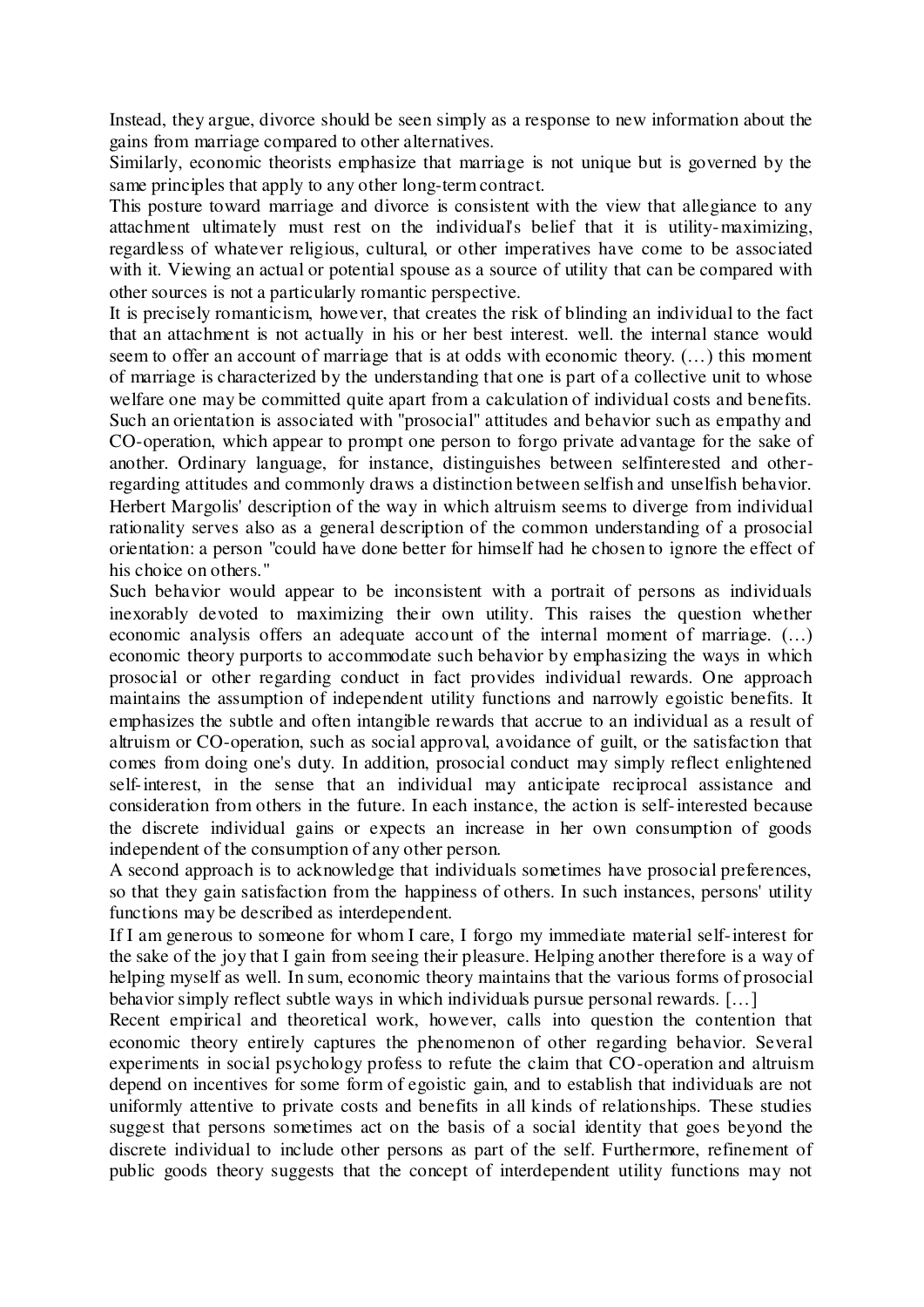Instead, they argue, divorce should be seen simply as a response to new information about the gains from marriage compared to other alternatives.

Similarly, economic theorists emphasize that marriage is not unique but is governed by the same principles that apply to any other long-term contract.

This posture toward marriage and divorce is consistent with the view that allegiance to any attachment ultimately must rest on the individual's belief that it is utility-maximizing, regardless of whatever religious, cultural, or other imperatives have come to be associated with it. Viewing an actual or potential spouse as a source of utility that can be compared with other sources is not a particularly romantic perspective.

It is precisely romanticism, however, that creates the risk of blinding an individual to the fact that an attachment is not actually in his or her best interest. well. the internal stance would seem to offer an account of marriage that is at odds with economic theory. (…) this moment of marriage is characterized by the understanding that one is part of a collective unit to whose welfare one may be committed quite apart from a calculation of individual costs and benefits. Such an orientation is associated with "prosocial" attitudes and behavior such as empathy and CO-operation, which appear to prompt one person to forgo private advantage for the sake of another. Ordinary language, for instance, distinguishes between selfinterested and other-regarding attitudes and commonly draws a distinction between selfish and unselfish behavior. Herbert Margolis' description of the way in which altruism seems to diverge from individual rationality serves also as a general description of the common understanding of a prosocial orientation: a person "could have done better for himself had he chosen to ignore the effect of his choice on others."

Such behavior would appear to be inconsistent with a portrait of persons as individuals inexorably devoted to maximizing their own utility. This raises the question whether economic analysis offers an adequate account of the internal moment of marriage. (…) economic theory purports to accommodate such behavior by emphasizing the ways in which prosocial or other regarding conduct in fact provides individual rewards. One approach maintains the assumption of independent utility functions and narrowly egoistic benefits. It emphasizes the subtle and often intangible rewards that accrue to an individual as a result of altruism or CO-operation, such as social approval, avoidance of guilt, or the satisfaction that comes from doing one's duty. In addition, prosocial conduct may simply reflect enlightened self-interest, in the sense that an individual may anticipate reciprocal assistance and consideration from others in the future. In each instance, the action is self-interested because the discrete individual gains or expects an increase in her own consumption of goods independent of the consumption of any other person.

A second approach is to acknowledge that individuals sometimes have prosocial preferences, so that they gain satisfaction from the happiness of others. In such instances, persons' utility functions may be described as interdependent.

If I am generous to someone for whom I care, I forgo my immediate material self-interest for the sake of the joy that I gain from seeing their pleasure. Helping another therefore is a way of helping myself as well. In sum, economic theory maintains that the various forms of prosocial behavior simply reflect subtle ways in which individuals pursue personal rewards. […]

Recent empirical and theoretical work, however, calls into question the contention that economic theory entirely captures the phenomenon of other regarding behavior. Several experiments in social psychology profess to refute the claim that CO-operation and altruism depend on incentives for some form of egoistic gain, and to establish that individuals are not uniformly attentive to private costs and benefits in all kinds of relationships. These studies suggest that persons sometimes act on the basis of a social identity that goes beyond the discrete individual to include other persons as part of the self. Furthermore, refinement of public goods theory suggests that the concept of interdependent utility functions may not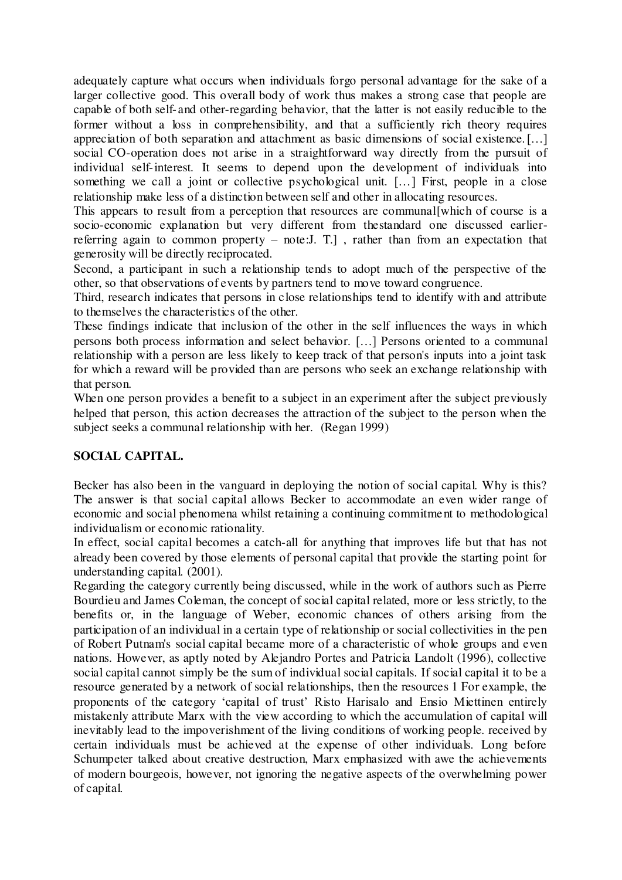adequately capture what occurs when individuals forgo personal advantage for the sake of a larger collective good. This overall body of work thus makes a strong case that people are capable of both self-and other-regarding behavior, that the latter is not easily reducible to the former without a loss in comprehensibility, and that a sufficiently rich theory requires appreciation of both separation and attachment as basic dimensions of social existence. […] social CO-operation does not arise in a straightforward way directly from the pursuit of individual self-interest. It seems to depend upon the development of individuals into something we call a joint or collective psychological unit. […] First, people in a close relationship make less of a distinction between self and other in allocating resources.

This appears to result from a perception that resources are communal[which of course is a socio-economic explanation but very different from thestandard one discussed earlier- referring again to common property – note:J. T.] , rather than from an expectation that generosity will be directly reciprocated.

Second, a participant in such a relationship tends to adopt much of the perspective of the other, so that observations of events by partners tend to move toward congruence.

Third, research indicates that persons in close relationships tend to identify with and attribute to themselves the characteristics of the other.

These findings indicate that inclusion of the other in the self influences the ways in which persons both process information and select behavior. […] Persons oriented to a communal relationship with a person are less likely to keep track of that person's inputs into a joint task for which a reward will be provided than are persons who seek an exchange relationship with that person.

When one person provides a benefit to a subject in an experiment after the subject previously helped that person, this action decreases the attraction of the subject to the person when the subject seeks a communal relationship with her. (Regan 1999)

## SOCIAL CAPITAL.

Becker has also been in the vanguard in deploying the notion of social capital. Why is this? The answer is that social capital allows Becker to accommodate an even wider range of economic and social phenomena whilst retaining a continuing commitment to methodological individualism or economic rationality.

In effect, social capital becomes a catch-all for anything that improves life but that has not already been covered by those elements of personal capital that provide the starting point for understanding capital. (2001).

Regarding the category currently being discussed, while in the work of authors such as Pierre Bourdieu and James Coleman, the concept of social capital related, more or less strictly, to the benefits or, in the language of Weber, economic chances of others arising from the participation of an individual in a certain type of relationship or social collectivities in the pen of Robert Putnam's social capital became more of a characteristic of whole groups and even nations. However, as aptly noted by Alejandro Portes and Patricia Landolt (1996), collective social capital cannot simply be the sum of individual social capitals. If social capital it to be a resource generated by a network of social relationships, then the resources 1 For example, the proponents of the category 'capital of trust' Risto Harisalo and Ensio Miettinen entirely mistakenly attribute Marx with the view according to which the accumulation of capital will inevitably lead to the impoverishment of the living conditions of working people. received by certain individuals must be achieved at the expense of other individuals. Long before Schumpeter talked about creative destruction, Marx emphasized with awe the achievements of modern bourgeois, however, not ignoring the negative aspects of the overwhelming power of capital.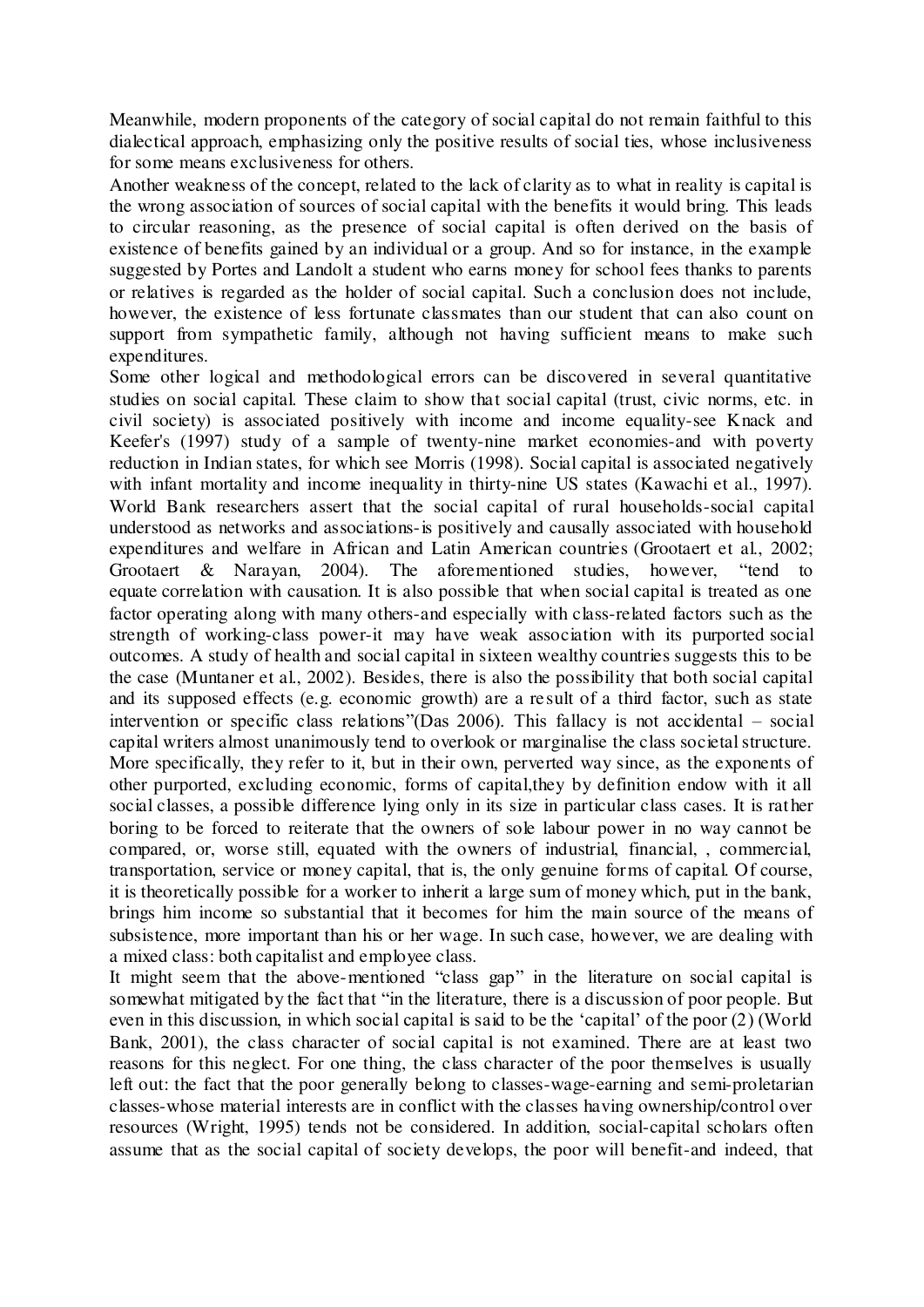Meanwhile, modern proponents of the category of social capital do not remain faithful to this dialectical approach, emphasizing only the positive results of social ties, whose inclusiveness for some means exclusiveness for others.

Another weakness of the concept, related to the lack of clarity as to what in reality is capital is the wrong association of sources of social capital with the benefits it would bring. This leads to circular reasoning, as the presence of social capital is often derived on the basis of existence of benefits gained by an individual or a group. And so for instance, in the example suggested by Portes and Landolt a student who earns money for school fees thanks to parents or relatives is regarded as the holder of social capital. Such a conclusion does not include, however, the existence of less fortunate classmates than our student that can also count on support from sympathetic family, although not having sufficient means to make such expenditures.

Some other logical and methodological errors can be discovered in several quantitative studies on social capital. These claim to show that social capital (trust, civic norms, etc. in civil society) is associated positively with income and income equality-see Knack and Keefer's (1997) study of a sample of twenty-nine market economies-and with poverty reduction in Indian states, for which see Morris (1998). Social capital is associated negatively with infant mortality and income inequality in thirty-nine US states (Kawachi et al., 1997). World Bank researchers assert that the social capital of rural households-social capital understood as networks and associations-is positively and causally associated with household expenditures and welfare in African and Latin American countries (Grootaert et al., 2002; Grootaert & Narayan, 2004). The aforementioned studies, however, "tend to equate correlation with causation. It is also possible that when social capital is treated as one factor operating along with many others-and especially with class-related factors such as the strength of working-class power-it may have weak association with its purported social outcomes. A study of health and social capital in sixteen wealthy countries suggests this to be the case (Muntaner et al., 2002). Besides, there is also the possibility that both social capital and its supposed effects (e.g. economic growth) are a result of a third factor, such as state intervention or specific class relations"(Das 2006). This fallacy is not accidental – social capital writers almost unanimously tend to overlook or marginalise the class societal structure. More specifically, they refer to it, but in their own, perverted way since, as the exponents of other purported, excluding economic, forms of capital,they by definition endow with it all social classes, a possible difference lying only in its size in particular class cases. It is rather boring to be forced to reiterate that the owners of sole labour power in no way cannot be compared, or, worse still, equated with the owners of industrial, financial, , commercial, transportation, service or money capital, that is, the only genuine forms of capital. Of course, it is theoretically possible for a worker to inherit a large sum of money which, put in the bank, brings him income so substantial that it becomes for him the main source of the means of subsistence, more important than his or her wage. In such case, however, we are dealing with a mixed class: both capitalist and employee class.

It might seem that the above-mentioned "class gap" in the literature on social capital is somewhat mitigated by the fact that "in the literature, there is a discussion of poor people. But even in this discussion, in which social capital is said to be the 'capital' of the poor (2) (World Bank, 2001), the class character of social capital is not examined. There are at least two reasons for this neglect. For one thing, the class character of the poor themselves is usually left out: the fact that the poor generally belong to classes-wage-earning and semi-proletarian classes-whose material interests are in conflict with the classes having ownership/control over resources (Wright, 1995) tends not be considered. In addition, social-capital scholars often assume that as the social capital of society develops, the poor will benefit-and indeed, that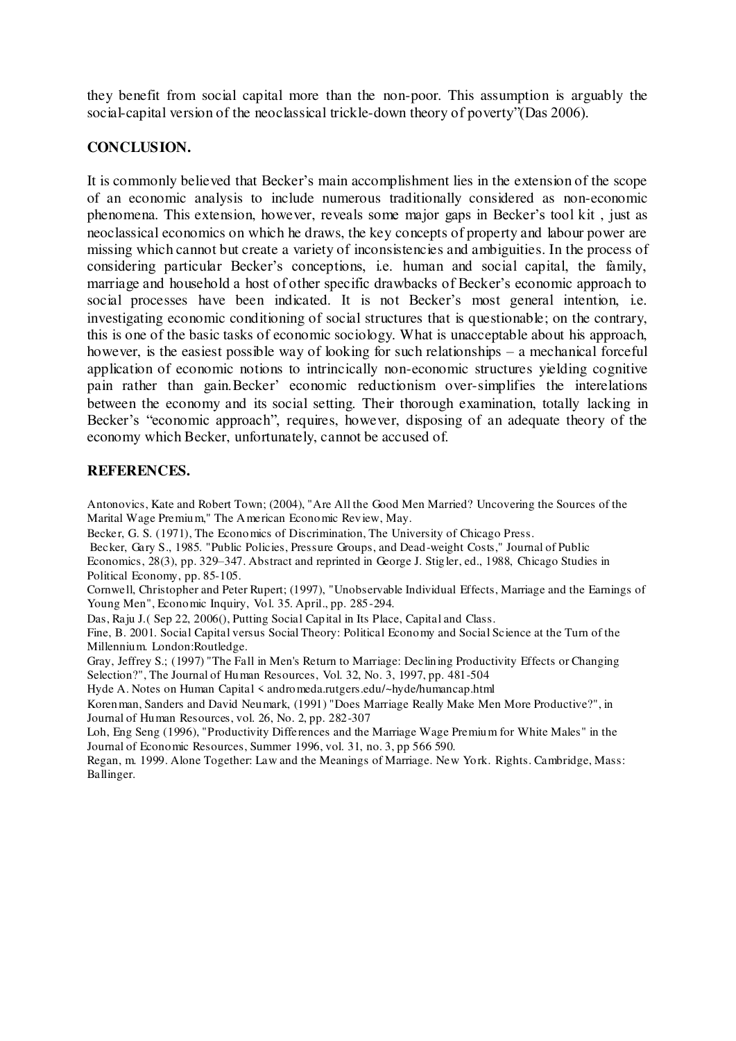they benefit from social capital more than the non-poor. This assumption is arguably the social-capital version of the neoclassical trickle-down theory of poverty"(Das 2006).

## CONCLUSION.

It is commonly believed that Becker's main accomplishment lies in the extension of the scope of an economic analysis to include numerous traditionally considered as non-economic phenomena. This extension, however, reveals some major gaps in Becker's tool kit , just as neoclassical economics on which he draws, the key concepts of property and labour power are missing which cannot but create a variety of inconsistencies and ambiguities. In the process of considering particular Becker's conceptions, i.e. human and social capital, the family, marriage and household a host of other specific drawbacks of Becker's economic approach to social processes have been indicated. It is not Becker's most general intention, i.e. investigating economic conditioning of social structures that is questionable; on the contrary, this is one of the basic tasks of economic sociology. What is unacceptable about his approach, however, is the easiest possible way of looking for such relationships – a mechanical forceful application of economic notions to intrincically non-economic structures yielding cognitive pain rather than gain.Becker' economic reductionism over-simplifies the interelations between the economy and its social setting. Their thorough examination, totally lacking in Becker's "economic approach", requires, however, disposing of an adequate theory of the economy which Becker, unfortunately, cannot be accused of.

## REFERENCES.

Antonovics, Kate and Robert Town; (2004), "Are All the Good Men Married? Uncovering the Sources of the Marital Wage Premium," The American Economic Review, May.

Becker, G. S. (1971), The Economics of Discrimination, The University of Chicago Press.

Becker, Gary S., 1985. "Public Policies, Pressure Groups, and Dead-weight Costs," Journal of Public Economics, 28(3), pp. 329–347. Abstract and reprinted in George J. Stigler, ed., 1988, Chicago Studies in Political Economy, pp. 85-105.

Cornwell, Christopher and Peter Rupert; (1997), "Unobservable Individual Effects, Marriage and the Earnings of Young Men", Economic Inquiry, Vol. 35. April., pp. 285-294.

Das, Raju J.( Sep 22, 2006(), Putting Social Capital in Its Place, Capital and Class.

Fine, B. 2001. Social Capital versus Social Theory: Political Economy and Social Science at the Turn of the Millennium. London:Routledge.

Gray, Jeffrey S.; (1997) "The Fall in Men's Return to Marriage: Declining Productivity Effects or Changing Selection?", The Journal of Human Resources, Vol. 32, No. 3, 1997, pp. 481-504

Hyde A. Notes on Human Capital < andromeda.rutgers.edu/~hyde/humancap.html

Korenman, Sanders and David Neumark, (1991) "Does Marriage Really Make Men More Productive?", in Journal of Human Resources, vol. 26, No. 2, pp. 282-307

Loh, Eng Seng (1996), "Productivity Differences and the Marriage Wage Premium for White Males" in the Journal of Economic Resources, Summer 1996, vol. 31, no. 3, pp 566 590.

Regan, m. 1999. Alone Together: Law and the Meanings of Marriage. New York. Rights. Cambridge, Mass: Ballinger.